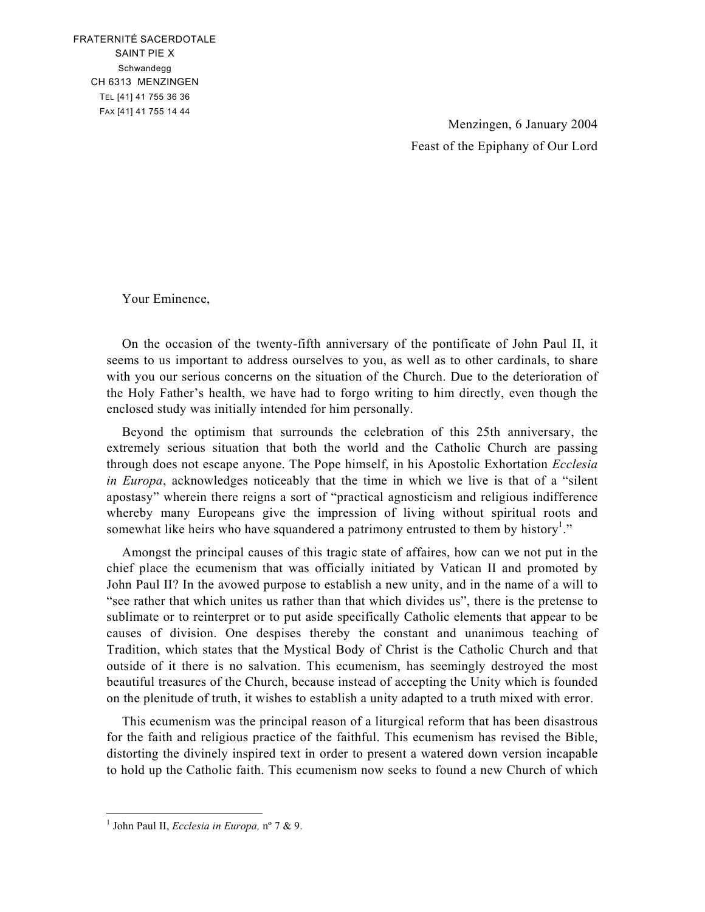FRATERNITÉ SACERDOTALE
SAINT PIE X
Schwandegg
CH 6313 MENZINGEN
TEL [41] 41 755 36 36
FAX [41] 41 755 14 44

Menzingen, 6 January 2004
Feast of the Epiphany of Our Lord

Your Eminence,

On the occasion of the twenty-fifth anniversary of the pontificate of John Paul II, it seems to us important to address ourselves to you, as well as to other cardinals, to share with you our serious concerns on the situation of the Church. Due to the deterioration of the Holy Father's health, we have had to forgo writing to him directly, even though the enclosed study was initially intended for him personally.

Beyond the optimism that surrounds the celebration of this 25th anniversary, the extremely serious situation that both the world and the Catholic Church are passing through does not escape anyone. The Pope himself, in his Apostolic Exhortation *Ecclesia in Europa*, acknowledges noticeably that the time in which we live is that of a "silent apostasy" wherein there reigns a sort of "practical agnosticism and religious indifference whereby many Europeans give the impression of living without spiritual roots and somewhat like heirs who have squandered a patrimony entrusted to them by history[1]."

Amongst the principal causes of this tragic state of affaires, how can we not put in the chief place the ecumenism that was officially initiated by Vatican II and promoted by John Paul II? In the avowed purpose to establish a new unity, and in the name of a will to "see rather that which unites us rather than that which divides us", there is the pretense to sublimate or to reinterpret or to put aside specifically Catholic elements that appear to be causes of division. One despises thereby the constant and unanimous teaching of Tradition, which states that the Mystical Body of Christ is the Catholic Church and that outside of it there is no salvation. This ecumenism, has seemingly destroyed the most beautiful treasures of the Church, because instead of accepting the Unity which is founded on the plenitude of truth, it wishes to establish a unity adapted to a truth mixed with error.

This ecumenism was the principal reason of a liturgical reform that has been disastrous for the faith and religious practice of the faithful. This ecumenism has revised the Bible, distorting the divinely inspired text in order to present a watered down version incapable to hold up the Catholic faith. This ecumenism now seeks to found a new Church of which

[1] John Paul II, *Ecclesia in Europa,* nº 7 & 9.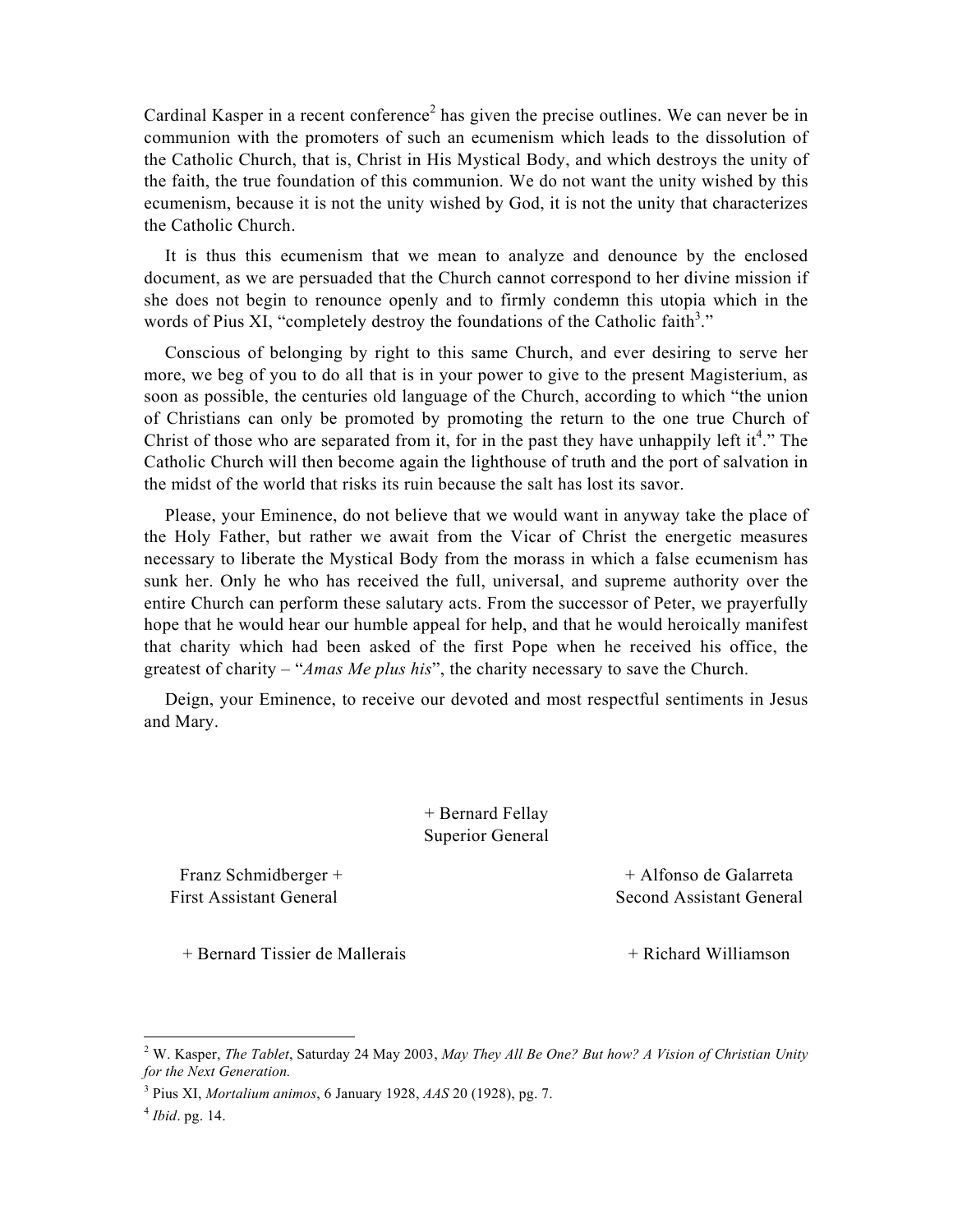Cardinal Kasper in a recent conference[2] has given the precise outlines. We can never be in communion with the promoters of such an ecumenism which leads to the dissolution of the Catholic Church, that is, Christ in His Mystical Body, and which destroys the unity of the faith, the true foundation of this communion. We do not want the unity wished by this ecumenism, because it is not the unity wished by God, it is not the unity that characterizes the Catholic Church.

It is thus this ecumenism that we mean to analyze and denounce by the enclosed document, as we are persuaded that the Church cannot correspond to her divine mission if she does not begin to renounce openly and to firmly condemn this utopia which in the words of Pius XI, "completely destroy the foundations of the Catholic faith[3]."

Conscious of belonging by right to this same Church, and ever desiring to serve her more, we beg of you to do all that is in your power to give to the present Magisterium, as soon as possible, the centuries old language of the Church, according to which "the union of Christians can only be promoted by promoting the return to the one true Church of Christ of those who are separated from it, for in the past they have unhappily left it[4]." The Catholic Church will then become again the lighthouse of truth and the port of salvation in the midst of the world that risks its ruin because the salt has lost its savor.

Please, your Eminence, do not believe that we would want in anyway take the place of the Holy Father, but rather we await from the Vicar of Christ the energetic measures necessary to liberate the Mystical Body from the morass in which a false ecumenism has sunk her. Only he who has received the full, universal, and supreme authority over the entire Church can perform these salutary acts. From the successor of Peter, we prayerfully hope that he would hear our humble appeal for help, and that he would heroically manifest that charity which had been asked of the first Pope when he received his office, the greatest of charity – "*Amas Me plus his*", the charity necessary to save the Church.

Deign, your Eminence, to receive our devoted and most respectful sentiments in Jesus and Mary.

+ Bernard Fellay
Superior General

Franz Schmidberger +
First Assistant General

+ Alfonso de Galarreta
Second Assistant General

+ Bernard Tissier de Mallerais

+ Richard Williamson

---

[2] W. Kasper, *The Tablet*, Saturday 24 May 2003, *May They All Be One? But how? A Vision of Christian Unity for the Next Generation.*

[3] Pius XI, *Mortalium animos*, 6 January 1928, *AAS* 20 (1928), pg. 7.

[4] *Ibid*. pg. 14.